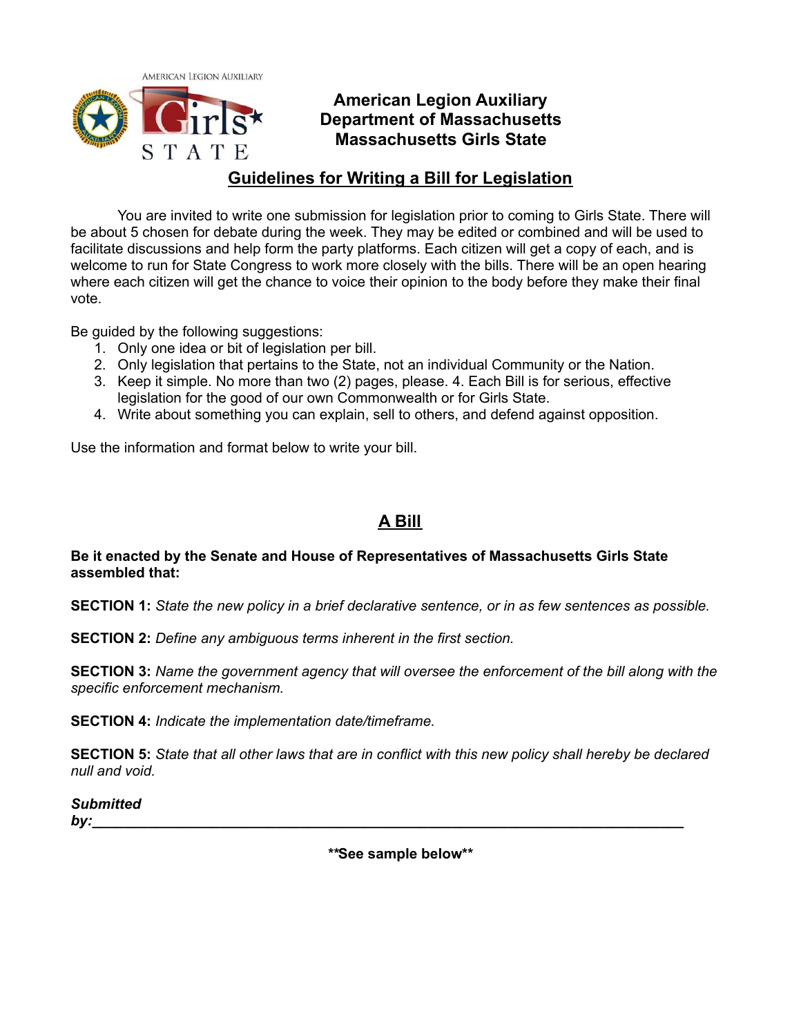AMERICAN LEGION AUXILIARY

Girls STATE

# American Legion Auxiliary
# Department of Massachusetts
# Massachusetts Girls State

## Guidelines for Writing a Bill for Legislation

You are invited to write one submission for legislation prior to coming to Girls State. There will be about 5 chosen for debate during the week. They may be edited or combined and will be used to facilitate discussions and help form the party platforms. Each citizen will get a copy of each, and is welcome to run for State Congress to work more closely with the bills. There will be an open hearing where each citizen will get the chance to voice their opinion to the body before they make their final vote.

Be guided by the following suggestions:

1. Only one idea or bit of legislation per bill.
2. Only legislation that pertains to the State, not an individual Community or the Nation.
3. Keep it simple. No more than two (2) pages, please. 4. Each Bill is for serious, effective legislation for the good of our own Commonwealth or for Girls State.
4. Write about something you can explain, sell to others, and defend against opposition.

Use the information and format below to write your bill.

## A Bill

**Be it enacted by the Senate and House of Representatives of Massachusetts Girls State assembled that:**

**SECTION 1:** *State the new policy in a brief declarative sentence, or in as few sentences as possible.*

**SECTION 2:** *Define any ambiguous terms inherent in the first section.*

**SECTION 3:** *Name the government agency that will oversee the enforcement of the bill along with the specific enforcement mechanism.*

**SECTION 4:** *Indicate the implementation date/timeframe.*

**SECTION 5:** *State that all other laws that are in conflict with this new policy shall hereby be declared null and void.*

***Submitted by:*\_\_\_\_\_\_\_\_\_\_\_\_\_\_\_\_\_\_\_\_\_\_\_\_\_\_\_\_\_\_\_\_\_\_\_\_\_\_\_\_\_\_\_\_\_\_\_\_\_\_\_\_\_\_\_\_\_\_\_\_\_\_\_\_\_\_\_\_\_\_\_\_**

**\*\*See sample below\*\***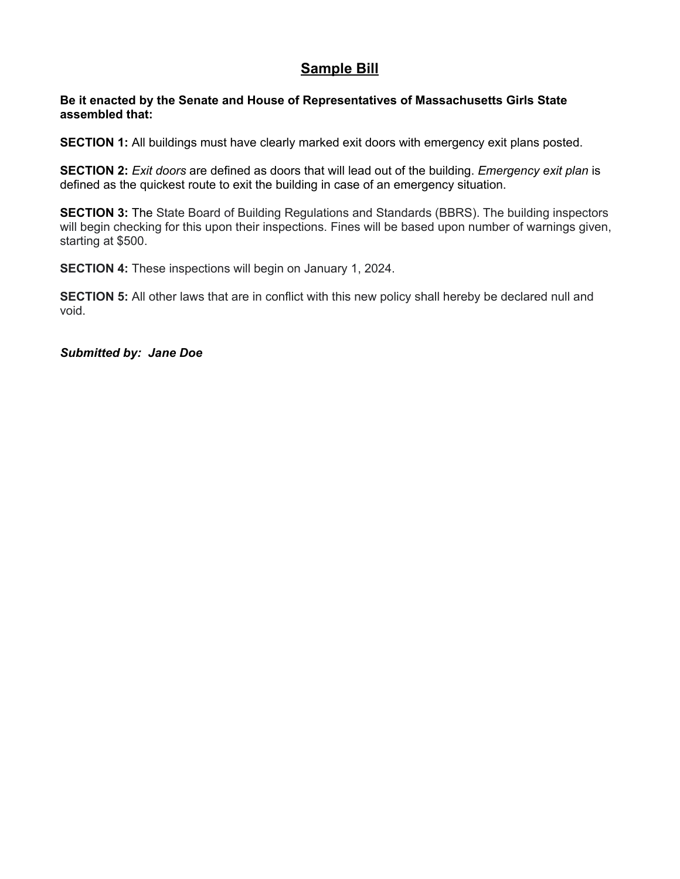# Sample Bill

**Be it enacted by the Senate and House of Representatives of Massachusetts Girls State assembled that:**

**SECTION 1:** All buildings must have clearly marked exit doors with emergency exit plans posted.

**SECTION 2:** *Exit doors* are defined as doors that will lead out of the building. *Emergency exit plan* is defined as the quickest route to exit the building in case of an emergency situation.

**SECTION 3:** The State Board of Building Regulations and Standards (BBRS). The building inspectors will begin checking for this upon their inspections. Fines will be based upon number of warnings given, starting at $500.

**SECTION 4:** These inspections will begin on January 1, 2024.

**SECTION 5:** All other laws that are in conflict with this new policy shall hereby be declared null and void.

***Submitted by: Jane Doe***